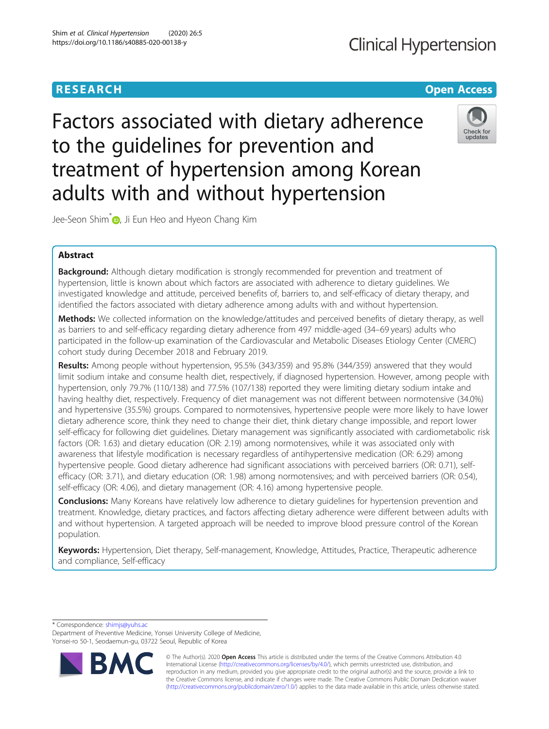RESEARCH

Open Access

# Factors associated with dietary adherence to the guidelines for prevention and treatment of hypertension among Korean adults with and without hypertension

Jee-Seon Shim*, Ji Eun Heo and Hyeon Chang Kim

## Abstract

**Background:** Although dietary modification is strongly recommended for prevention and treatment of hypertension, little is known about which factors are associated with adherence to dietary guidelines. We investigated knowledge and attitude, perceived benefits of, barriers to, and self-efficacy of dietary therapy, and identified the factors associated with dietary adherence among adults with and without hypertension.

**Methods:** We collected information on the knowledge/attitudes and perceived benefits of dietary therapy, as well as barriers to and self-efficacy regarding dietary adherence from 497 middle-aged (34–69 years) adults who participated in the follow-up examination of the Cardiovascular and Metabolic Diseases Etiology Center (CMERC) cohort study during December 2018 and February 2019.

**Results:** Among people without hypertension, 95.5% (343/359) and 95.8% (344/359) answered that they would limit sodium intake and consume health diet, respectively, if diagnosed hypertension. However, among people with hypertension, only 79.7% (110/138) and 77.5% (107/138) reported they were limiting dietary sodium intake and having healthy diet, respectively. Frequency of diet management was not different between normotensive (34.0%) and hypertensive (35.5%) groups. Compared to normotensives, hypertensive people were more likely to have lower dietary adherence score, think they need to change their diet, think dietary change impossible, and report lower self-efficacy for following diet guidelines. Dietary management was significantly associated with cardiometabolic risk factors (OR: 1.63) and dietary education (OR: 2.19) among normotensives, while it was associated only with awareness that lifestyle modification is necessary regardless of antihypertensive medication (OR: 6.29) among hypertensive people. Good dietary adherence had significant associations with perceived barriers (OR: 0.71), self-efficacy (OR: 3.71), and dietary education (OR: 1.98) among normotensives; and with perceived barriers (OR: 0.54), self-efficacy (OR: 4.06), and dietary management (OR: 4.16) among hypertensive people.

**Conclusions:** Many Koreans have relatively low adherence to dietary guidelines for hypertension prevention and treatment. Knowledge, dietary practices, and factors affecting dietary adherence were different between adults with and without hypertension. A targeted approach will be needed to improve blood pressure control of the Korean population.

**Keywords:** Hypertension, Diet therapy, Self-management, Knowledge, Attitudes, Practice, Therapeutic adherence and compliance, Self-efficacy

\* Correspondence: shimjs@yuhs.ac
Department of Preventive Medicine, Yonsei University College of Medicine, Yonsei-ro 50-1, Seodaemun-gu, 03722 Seoul, Republic of Korea

© The Author(s). 2020 **Open Access** This article is distributed under the terms of the Creative Commons Attribution 4.0 International License (http://creativecommons.org/licenses/by/4.0/), which permits unrestricted use, distribution, and reproduction in any medium, provided you give appropriate credit to the original author(s) and the source, provide a link to the Creative Commons license, and indicate if changes were made. The Creative Commons Public Domain Dedication waiver (http://creativecommons.org/publicdomain/zero/1.0/) applies to the data made available in this article, unless otherwise stated.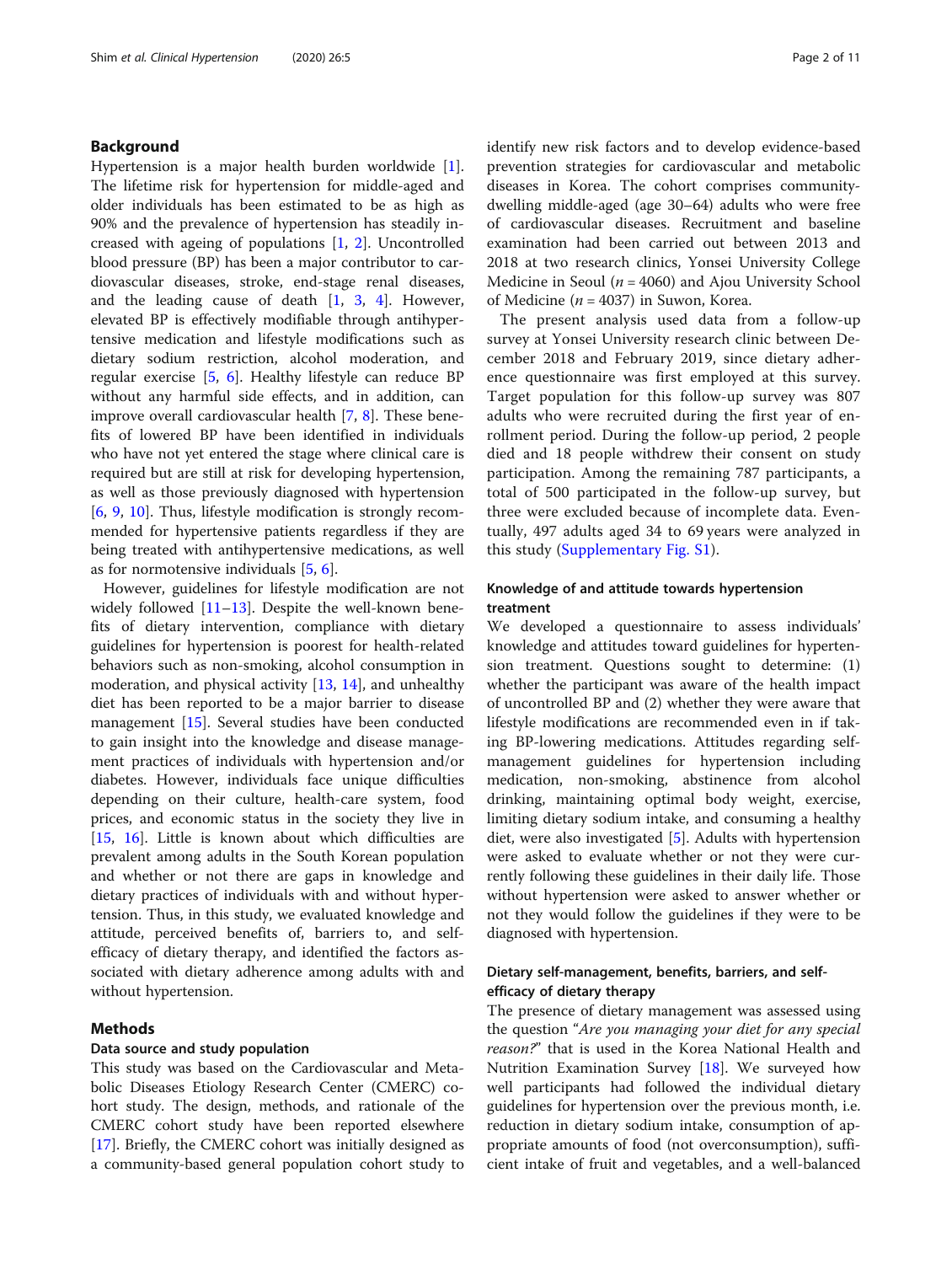## Background

Hypertension is a major health burden worldwide [1]. The lifetime risk for hypertension for middle-aged and older individuals has been estimated to be as high as 90% and the prevalence of hypertension has steadily increased with ageing of populations [1, 2]. Uncontrolled blood pressure (BP) has been a major contributor to cardiovascular diseases, stroke, end-stage renal diseases, and the leading cause of death [1, 3, 4]. However, elevated BP is effectively modifiable through antihypertensive medication and lifestyle modifications such as dietary sodium restriction, alcohol moderation, and regular exercise [5, 6]. Healthy lifestyle can reduce BP without any harmful side effects, and in addition, can improve overall cardiovascular health [7, 8]. These benefits of lowered BP have been identified in individuals who have not yet entered the stage where clinical care is required but are still at risk for developing hypertension, as well as those previously diagnosed with hypertension [6, 9, 10]. Thus, lifestyle modification is strongly recommended for hypertensive patients regardless if they are being treated with antihypertensive medications, as well as for normotensive individuals [5, 6].

However, guidelines for lifestyle modification are not widely followed [11–13]. Despite the well-known benefits of dietary intervention, compliance with dietary guidelines for hypertension is poorest for health-related behaviors such as non-smoking, alcohol consumption in moderation, and physical activity [13, 14], and unhealthy diet has been reported to be a major barrier to disease management [15]. Several studies have been conducted to gain insight into the knowledge and disease management practices of individuals with hypertension and/or diabetes. However, individuals face unique difficulties depending on their culture, health-care system, food prices, and economic status in the society they live in [15, 16]. Little is known about which difficulties are prevalent among adults in the South Korean population and whether or not there are gaps in knowledge and dietary practices of individuals with and without hypertension. Thus, in this study, we evaluated knowledge and attitude, perceived benefits of, barriers to, and self-efficacy of dietary therapy, and identified the factors associated with dietary adherence among adults with and without hypertension.

## Methods

### Data source and study population

This study was based on the Cardiovascular and Metabolic Diseases Etiology Research Center (CMERC) cohort study. The design, methods, and rationale of the CMERC cohort study have been reported elsewhere [17]. Briefly, the CMERC cohort was initially designed as a community-based general population cohort study to identify new risk factors and to develop evidence-based prevention strategies for cardiovascular and metabolic diseases in Korea. The cohort comprises community-dwelling middle-aged (age 30–64) adults who were free of cardiovascular diseases. Recruitment and baseline examination had been carried out between 2013 and 2018 at two research clinics, Yonsei University College Medicine in Seoul ($n = 4060$) and Ajou University School of Medicine ($n = 4037$) in Suwon, Korea.

The present analysis used data from a follow-up survey at Yonsei University research clinic between December 2018 and February 2019, since dietary adherence questionnaire was first employed at this survey. Target population for this follow-up survey was 807 adults who were recruited during the first year of enrollment period. During the follow-up period, 2 people died and 18 people withdrew their consent on study participation. Among the remaining 787 participants, a total of 500 participated in the follow-up survey, but three were excluded because of incomplete data. Eventually, 497 adults aged 34 to 69 years were analyzed in this study (Supplementary Fig. S1).

### Knowledge of and attitude towards hypertension treatment

We developed a questionnaire to assess individuals' knowledge and attitudes toward guidelines for hypertension treatment. Questions sought to determine: (1) whether the participant was aware of the health impact of uncontrolled BP and (2) whether they were aware that lifestyle modifications are recommended even in if taking BP-lowering medications. Attitudes regarding self-management guidelines for hypertension including medication, non-smoking, abstinence from alcohol drinking, maintaining optimal body weight, exercise, limiting dietary sodium intake, and consuming a healthy diet, were also investigated [5]. Adults with hypertension were asked to evaluate whether or not they were currently following these guidelines in their daily life. Those without hypertension were asked to answer whether or not they would follow the guidelines if they were to be diagnosed with hypertension.

### Dietary self-management, benefits, barriers, and self-efficacy of dietary therapy

The presence of dietary management was assessed using the question "*Are you managing your diet for any special reason?*" that is used in the Korea National Health and Nutrition Examination Survey [18]. We surveyed how well participants had followed the individual dietary guidelines for hypertension over the previous month, i.e. reduction in dietary sodium intake, consumption of appropriate amounts of food (not overconsumption), sufficient intake of fruit and vegetables, and a well-balanced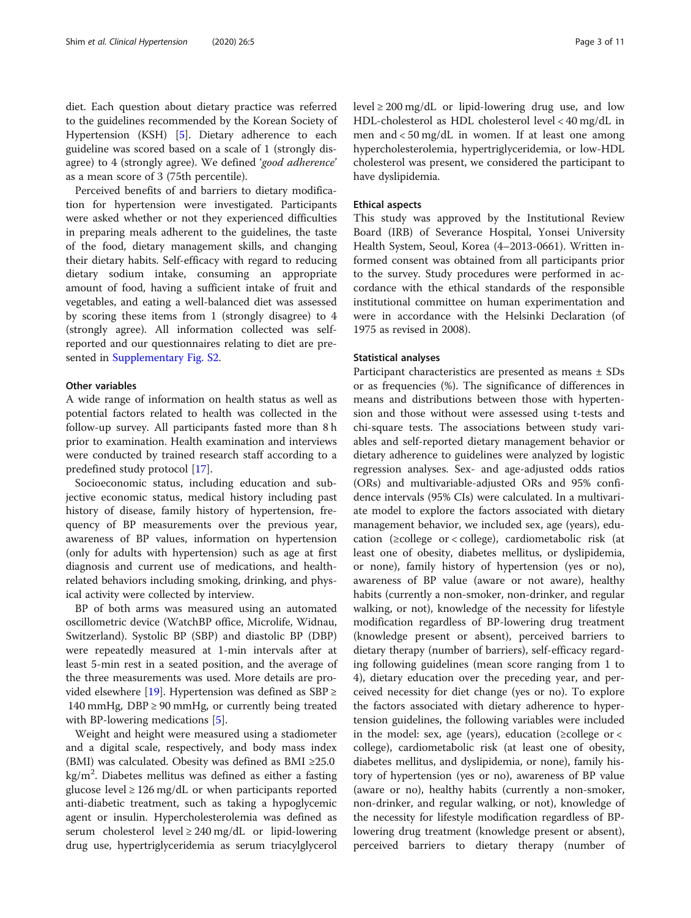diet. Each question about dietary practice was referred to the guidelines recommended by the Korean Society of Hypertension (KSH) [5]. Dietary adherence to each guideline was scored based on a scale of 1 (strongly disagree) to 4 (strongly agree). We defined '*good adherence*' as a mean score of 3 (75th percentile).

Perceived benefits of and barriers to dietary modification for hypertension were investigated. Participants were asked whether or not they experienced difficulties in preparing meals adherent to the guidelines, the taste of the food, dietary management skills, and changing their dietary habits. Self-efficacy with regard to reducing dietary sodium intake, consuming an appropriate amount of food, having a sufficient intake of fruit and vegetables, and eating a well-balanced diet was assessed by scoring these items from 1 (strongly disagree) to 4 (strongly agree). All information collected was self-reported and our questionnaires relating to diet are presented in Supplementary Fig. S2.

#### Other variables

A wide range of information on health status as well as potential factors related to health was collected in the follow-up survey. All participants fasted more than 8 h prior to examination. Health examination and interviews were conducted by trained research staff according to a predefined study protocol [17].

Socioeconomic status, including education and subjective economic status, medical history including past history of disease, family history of hypertension, frequency of BP measurements over the previous year, awareness of BP values, information on hypertension (only for adults with hypertension) such as age at first diagnosis and current use of medications, and health-related behaviors including smoking, drinking, and physical activity were collected by interview.

BP of both arms was measured using an automated oscillometric device (WatchBP office, Microlife, Widnau, Switzerland). Systolic BP (SBP) and diastolic BP (DBP) were repeatedly measured at 1-min intervals after at least 5-min rest in a seated position, and the average of the three measurements was used. More details are provided elsewhere [19]. Hypertension was defined as SBP ≥ 140 mmHg, DBP ≥ 90 mmHg, or currently being treated with BP-lowering medications [5].

Weight and height were measured using a stadiometer and a digital scale, respectively, and body mass index (BMI) was calculated. Obesity was defined as BMI ≥25.0 $kg/m^2$. Diabetes mellitus was defined as either a fasting glucose level ≥ 126 mg/dL or when participants reported anti-diabetic treatment, such as taking a hypoglycemic agent or insulin. Hypercholesterolemia was defined as serum cholesterol level ≥ 240 mg/dL or lipid-lowering drug use, hypertriglyceridemia as serum triacylglycerol level ≥ 200 mg/dL or lipid-lowering drug use, and low HDL-cholesterol as HDL cholesterol level < 40 mg/dL in men and < 50 mg/dL in women. If at least one among hypercholesterolemia, hypertriglyceridemia, or low-HDL cholesterol was present, we considered the participant to have dyslipidemia.

#### Ethical aspects

This study was approved by the Institutional Review Board (IRB) of Severance Hospital, Yonsei University Health System, Seoul, Korea (4–2013-0661). Written informed consent was obtained from all participants prior to the survey. Study procedures were performed in accordance with the ethical standards of the responsible institutional committee on human experimentation and were in accordance with the Helsinki Declaration (of 1975 as revised in 2008).

#### Statistical analyses

Participant characteristics are presented as means ± SDs or as frequencies (%). The significance of differences in means and distributions between those with hypertension and those without were assessed using t-tests and chi-square tests. The associations between study variables and self-reported dietary management behavior or dietary adherence to guidelines were analyzed by logistic regression analyses. Sex- and age-adjusted odds ratios (ORs) and multivariable-adjusted ORs and 95% confidence intervals (95% CIs) were calculated. In a multivariate model to explore the factors associated with dietary management behavior, we included sex, age (years), education (≥college or < college), cardiometabolic risk (at least one of obesity, diabetes mellitus, or dyslipidemia, or none), family history of hypertension (yes or no), awareness of BP value (aware or not aware), healthy habits (currently a non-smoker, non-drinker, and regular walking, or not), knowledge of the necessity for lifestyle modification regardless of BP-lowering drug treatment (knowledge present or absent), perceived barriers to dietary therapy (number of barriers), self-efficacy regarding following guidelines (mean score ranging from 1 to 4), dietary education over the preceding year, and perceived necessity for diet change (yes or no). To explore the factors associated with dietary adherence to hypertension guidelines, the following variables were included in the model: sex, age (years), education (≥college or < college), cardiometabolic risk (at least one of obesity, diabetes mellitus, and dyslipidemia, or none), family history of hypertension (yes or no), awareness of BP value (aware or no), healthy habits (currently a non-smoker, non-drinker, and regular walking, or not), knowledge of the necessity for lifestyle modification regardless of BP-lowering drug treatment (knowledge present or absent), perceived barriers to dietary therapy (number of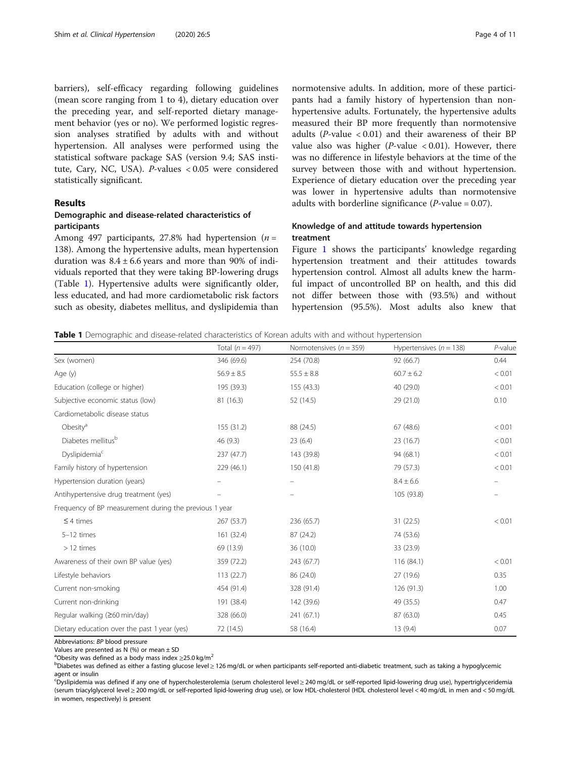barriers), self-efficacy regarding following guidelines (mean score ranging from 1 to 4), dietary education over the preceding year, and self-reported dietary management behavior (yes or no). We performed logistic regression analyses stratified by adults with and without hypertension. All analyses were performed using the statistical software package SAS (version 9.4; SAS institute, Cary, NC, USA). *P*-values < 0.05 were considered statistically significant.

## Results

### Demographic and disease-related characteristics of participants

Among 497 participants, 27.8% had hypertension ($n$ = 138). Among the hypertensive adults, mean hypertension duration was 8.4 ± 6.6 years and more than 90% of individuals reported that they were taking BP-lowering drugs (Table 1). Hypertensive adults were significantly older, less educated, and had more cardiometabolic risk factors such as obesity, diabetes mellitus, and dyslipidemia than normotensive adults. In addition, more of these participants had a family history of hypertension than non-hypertensive adults. Fortunately, the hypertensive adults measured their BP more frequently than normotensive adults (*P*-value < 0.01) and their awareness of their BP value also was higher (*P*-value < 0.01). However, there was no difference in lifestyle behaviors at the time of the survey between those with and without hypertension. Experience of dietary education over the preceding year was lower in hypertensive adults than normotensive adults with borderline significance (*P*-value = 0.07).

### Knowledge of and attitude towards hypertension treatment

Figure 1 shows the participants' knowledge regarding hypertension treatment and their attitudes towards hypertension control. Almost all adults knew the harmful impact of uncontrolled BP on health, and this did not differ between those with (93.5%) and without hypertension (95.5%). Most adults also knew that

**Table 1** Demographic and disease-related characteristics of Korean adults with and without hypertension

| | Total ($n$ = 497) | Normotensives ($n$ = 359) | Hypertensives ($n$ = 138) | *P*-value |
|---|---|---|---|---|
| Sex (women) | 346 (69.6) | 254 (70.8) | 92 (66.7) | 0.44 |
| Age (y) | 56.9 ± 8.5 | 55.5 ± 8.8 | 60.7 ± 6.2 | < 0.01 |
| Education (college or higher) | 195 (39.3) | 155 (43.3) | 40 (29.0) | < 0.01 |
| Subjective economic status (low) | 81 (16.3) | 52 (14.5) | 29 (21.0) | 0.10 |
| Cardiometabolic disease status | | | | |
| Obesity[a] | 155 (31.2) | 88 (24.5) | 67 (48.6) | < 0.01 |
| Diabetes mellitus[b] | 46 (9.3) | 23 (6.4) | 23 (16.7) | < 0.01 |
| Dyslipidemia[c] | 237 (47.7) | 143 (39.8) | 94 (68.1) | < 0.01 |
| Family history of hypertension | 229 (46.1) | 150 (41.8) | 79 (57.3) | < 0.01 |
| Hypertension duration (years) | – | – | 8.4 ± 6.6 | – |
| Antihypertensive drug treatment (yes) | – | – | 105 (93.8) | – |
| Frequency of BP measurement during the previous 1 year | | | | |
| ≤ 4 times | 267 (53.7) | 236 (65.7) | 31 (22.5) | < 0.01 |
| 5–12 times | 161 (32.4) | 87 (24.2) | 74 (53.6) | |
| > 12 times | 69 (13.9) | 36 (10.0) | 33 (23.9) | |
| Awareness of their own BP value (yes) | 359 (72.2) | 243 (67.7) | 116 (84.1) | < 0.01 |
| Lifestyle behaviors | 113 (22.7) | 86 (24.0) | 27 (19.6) | 0.35 |
| Current non-smoking | 454 (91.4) | 328 (91.4) | 126 (91.3) | 1.00 |
| Current non-drinking | 191 (38.4) | 142 (39.6) | 49 (35.5) | 0.47 |
| Regular walking (≥60 min/day) | 328 (66.0) | 241 (67.1) | 87 (63.0) | 0.45 |
| Dietary education over the past 1 year (yes) | 72 (14.5) | 58 (16.4) | 13 (9.4) | 0.07 |

Abbreviations: *BP* blood pressure

Values are presented as N (%) or mean ± SD

[a]Obesity was defined as a body mass index ≥25.0 kg/m$^2$

[b]Diabetes was defined as either a fasting glucose level ≥ 126 mg/dL or when participants self-reported anti-diabetic treatment, such as taking a hypoglycemic agent or insulin

[c]Dyslipidemia was defined if any one of hypercholesterolemia (serum cholesterol level ≥ 240 mg/dL or self-reported lipid-lowering drug use), hypertriglyceridemia (serum triacylglycerol level ≥ 200 mg/dL or self-reported lipid-lowering drug use), or low HDL-cholesterol (HDL cholesterol level < 40 mg/dL in men and < 50 mg/dL in women, respectively) is present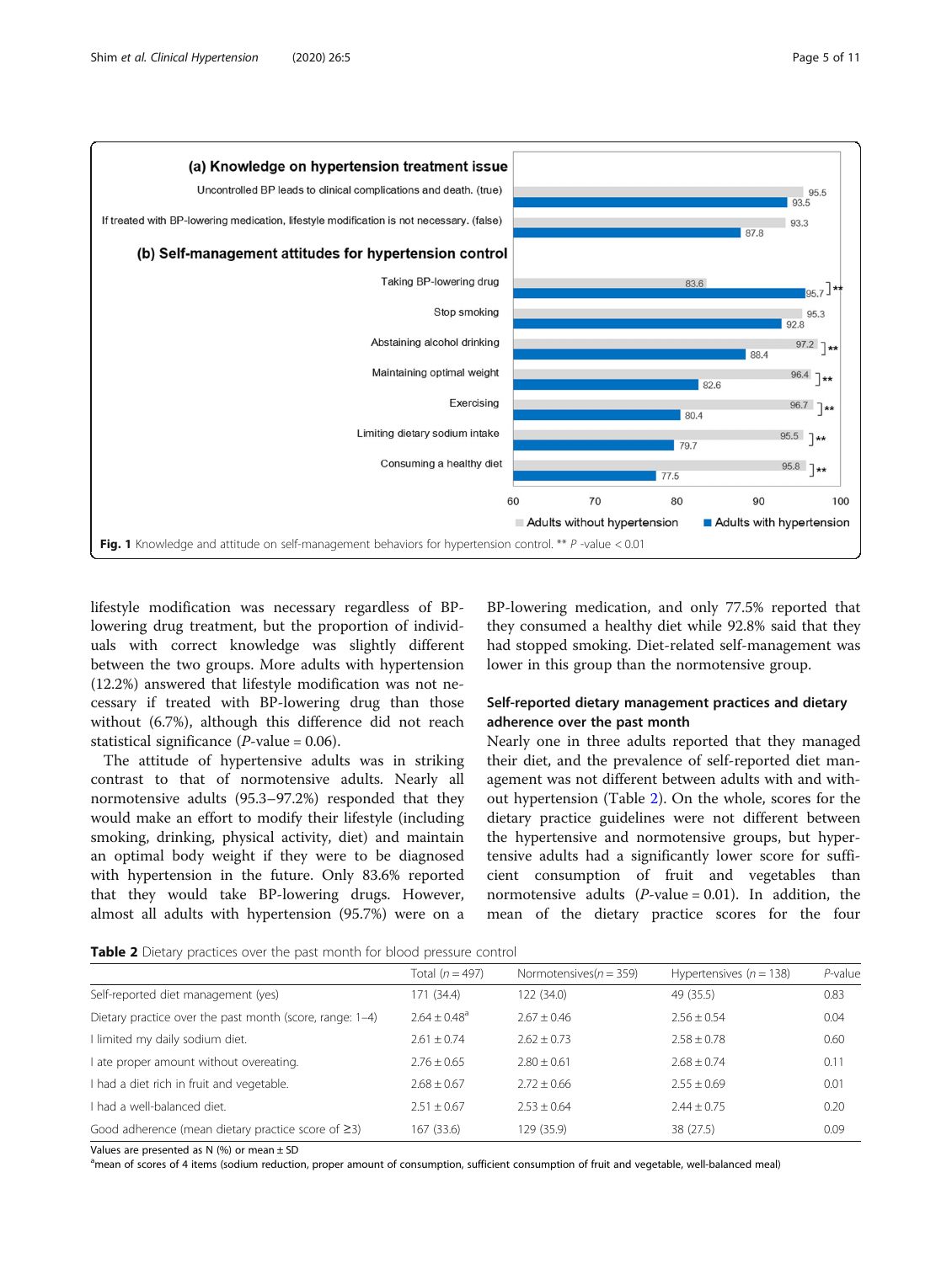Fig. 1 Knowledge and attitude on self-management behaviors for hypertension control. ** *P* -value < 0.01

lifestyle modification was necessary regardless of BP-lowering drug treatment, but the proportion of individuals with correct knowledge was slightly different between the two groups. More adults with hypertension (12.2%) answered that lifestyle modification was not necessary if treated with BP-lowering drug than those without (6.7%), although this difference did not reach statistical significance (*P*-value = 0.06).

The attitude of hypertensive adults was in striking contrast to that of normotensive adults. Nearly all normotensive adults (95.3–97.2%) responded that they would make an effort to modify their lifestyle (including smoking, drinking, physical activity, diet) and maintain an optimal body weight if they were to be diagnosed with hypertension in the future. Only 83.6% reported that they would take BP-lowering drugs. However, almost all adults with hypertension (95.7%) were on a BP-lowering medication, and only 77.5% reported that they consumed a healthy diet while 92.8% said that they had stopped smoking. Diet-related self-management was lower in this group than the normotensive group.

### Self-reported dietary management practices and dietary adherence over the past month

Nearly one in three adults reported that they managed their diet, and the prevalence of self-reported diet management was not different between adults with and without hypertension (Table 2). On the whole, scores for the dietary practice guidelines were not different between the hypertensive and normotensive groups, but hypertensive adults had a significantly lower score for sufficient consumption of fruit and vegetables than normotensive adults (*P*-value = 0.01). In addition, the mean of the dietary practice scores for the four

**Table 2** Dietary practices over the past month for blood pressure control

| | Total (*n* = 497) | Normotensives(*n* = 359) | Hypertensives (*n* = 138) | *P*-value |
|---|---|---|---|---|
| Self-reported diet management (yes) | 171 (34.4) | 122 (34.0) | 49 (35.5) | 0.83 |
| Dietary practice over the past month (score, range: 1–4) | 2.64 ± 0.48[a] | 2.67 ± 0.46 | 2.56 ± 0.54 | 0.04 |
| I limited my daily sodium diet. | 2.61 ± 0.74 | 2.62 ± 0.73 | 2.58 ± 0.78 | 0.60 |
| I ate proper amount without overeating. | 2.76 ± 0.65 | 2.80 ± 0.61 | 2.68 ± 0.74 | 0.11 |
| I had a diet rich in fruit and vegetable. | 2.68 ± 0.67 | 2.72 ± 0.66 | 2.55 ± 0.69 | 0.01 |
| I had a well-balanced diet. | 2.51 ± 0.67 | 2.53 ± 0.64 | 2.44 ± 0.75 | 0.20 |
| Good adherence (mean dietary practice score of ≥3) | 167 (33.6) | 129 (35.9) | 38 (27.5) | 0.09 |

Values are presented as N (%) or mean ± SD
[a]mean of scores of 4 items (sodium reduction, proper amount of consumption, sufficient consumption of fruit and vegetable, well-balanced meal)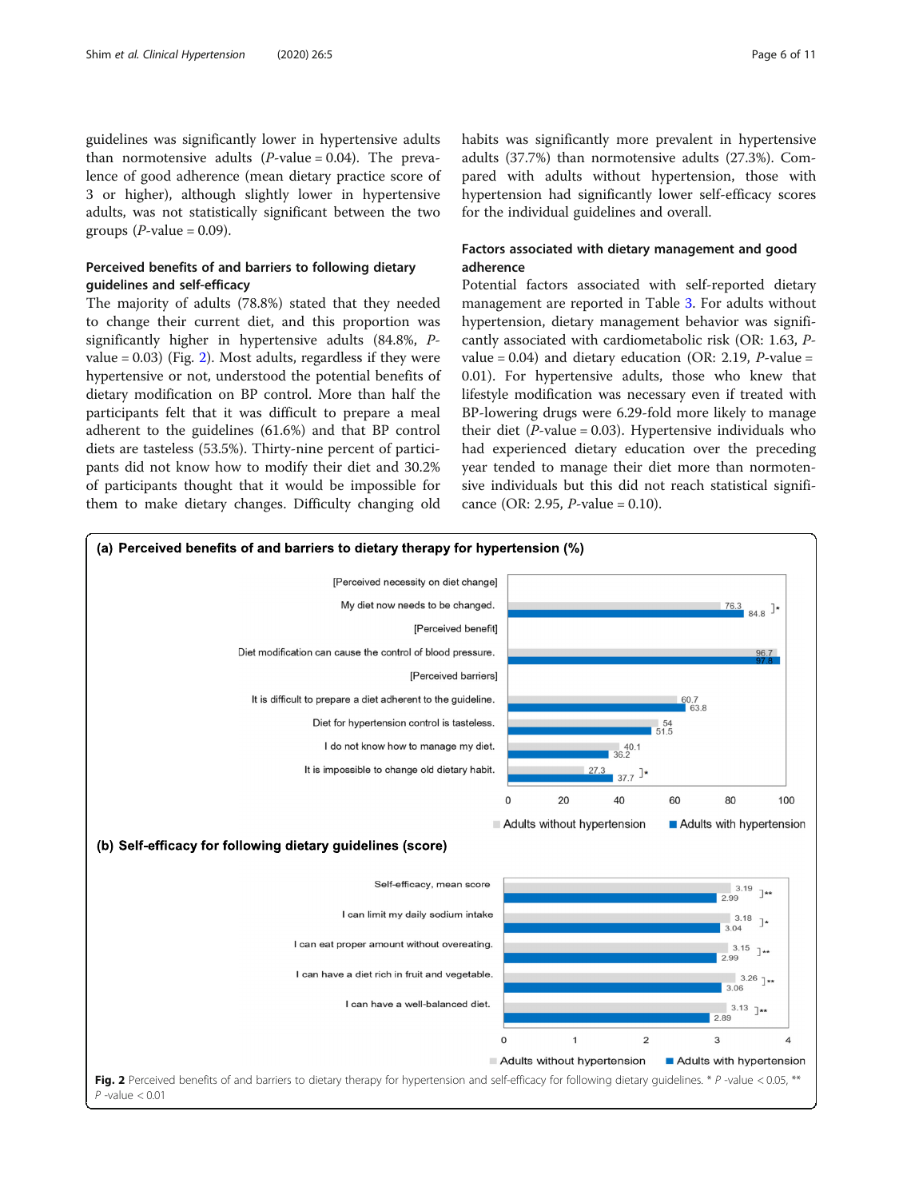guidelines was significantly lower in hypertensive adults than normotensive adults (*P*-value = 0.04). The prevalence of good adherence (mean dietary practice score of 3 or higher), although slightly lower in hypertensive adults, was not statistically significant between the two groups (*P*-value = 0.09).

### Perceived benefits of and barriers to following dietary guidelines and self-efficacy

The majority of adults (78.8%) stated that they needed to change their current diet, and this proportion was significantly higher in hypertensive adults (84.8%, *P*-value = 0.03) (Fig. 2). Most adults, regardless if they were hypertensive or not, understood the potential benefits of dietary modification on BP control. More than half the participants felt that it was difficult to prepare a meal adherent to the guidelines (61.6%) and that BP control diets are tasteless (53.5%). Thirty-nine percent of participants did not know how to modify their diet and 30.2% of participants thought that it would be impossible for them to make dietary changes. Difficulty changing old habits was significantly more prevalent in hypertensive adults (37.7%) than normotensive adults (27.3%). Compared with adults without hypertension, those with hypertension had significantly lower self-efficacy scores for the individual guidelines and overall.

### Factors associated with dietary management and good adherence

Potential factors associated with self-reported dietary management are reported in Table 3. For adults without hypertension, dietary management behavior was significantly associated with cardiometabolic risk (OR: 1.63, *P*-value = 0.04) and dietary education (OR: 2.19, *P*-value = 0.01). For hypertensive adults, those who knew that lifestyle modification was necessary even if treated with BP-lowering drugs were 6.29-fold more likely to manage their diet (*P*-value = 0.03). Hypertensive individuals who had experienced dietary education over the preceding year tended to manage their diet more than normotensive individuals but this did not reach statistical significance (OR: 2.95, *P*-value = 0.10).

**(a) Perceived benefits of and barriers to dietary therapy for hypertension (%)**

| Item | Adults without hypertension | Adults with hypertension | |
|---|---|---|---|
| [Perceived necessity on diet change] | | | |
| My diet now needs to be changed. | 76.3 | 84.8 | * |
| [Perceived benefit] | | | |
| Diet modification can cause the control of blood pressure. | 96.7 | 97.8 | |
| [Perceived barriers] | | | |
| It is difficult to prepare a diet adherent to the guideline. | 60.7 | 63.8 | |
| Diet for hypertension control is tasteless. | 54 | 51.5 | |
| I do not know how to manage my diet. | 40.1 | 36.2 | |
| It is impossible to change old dietary habit. | 27.3 | 37.7 | * |

**(b) Self-efficacy for following dietary guidelines (score)**

| Item | Adults without hypertension | Adults with hypertension | |
|---|---|---|---|
| Self-efficacy, mean score | 3.19 | 2.99 | ** |
| I can limit my daily sodium intake | 3.18 | 3.04 | * |
| I can eat proper amount without overeating. | 3.15 | 2.99 | ** |
| I can have a diet rich in fruit and vegetable. | 3.26 | 3.06 | ** |
| I can have a well-balanced diet. | 3.13 | 2.89 | ** |

**Fig. 2** Perceived benefits of and barriers to dietary therapy for hypertension and self-efficacy for following dietary guidelines. * *P* -value < 0.05, ** *P* -value < 0.01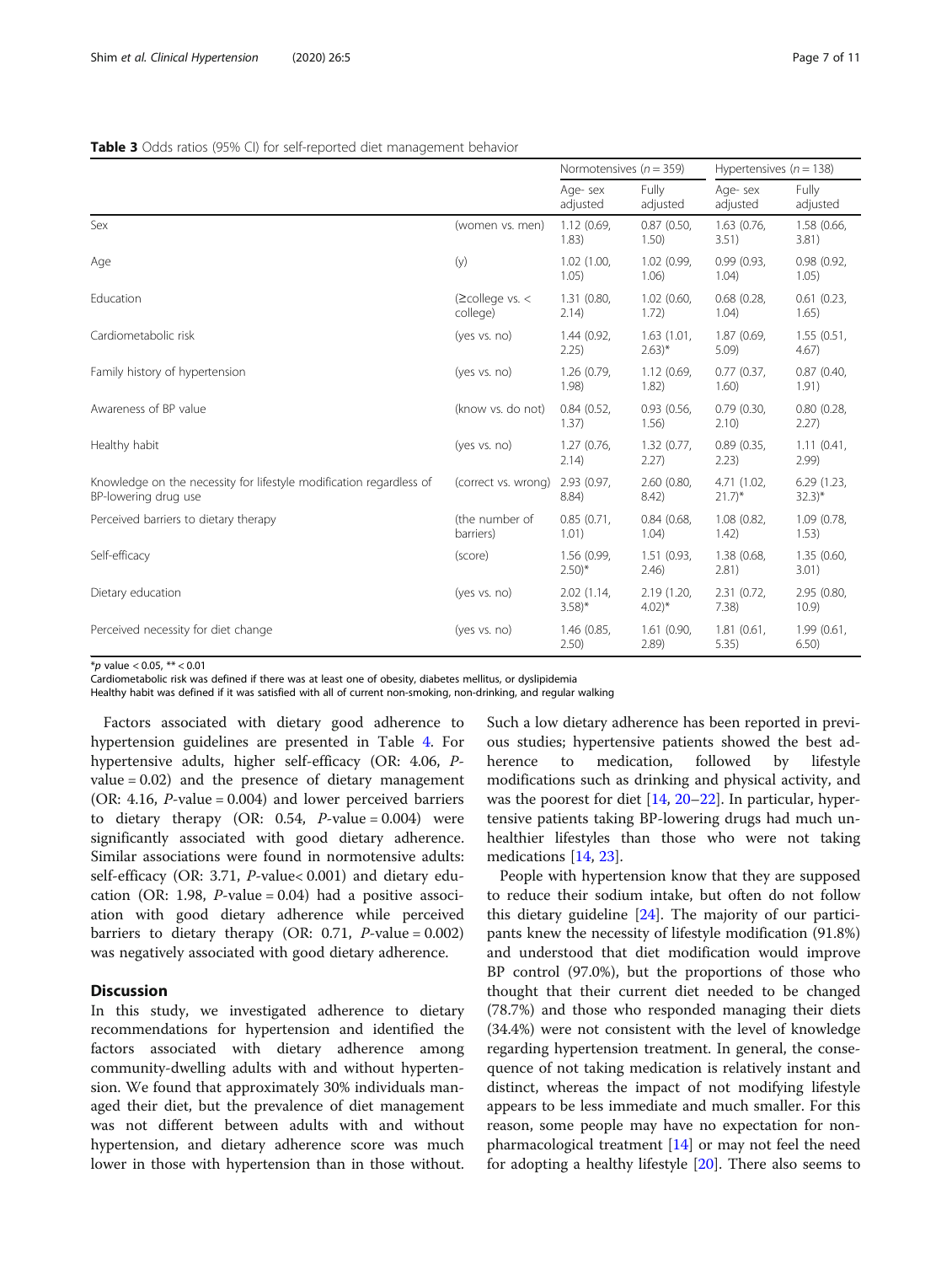**Table 3** Odds ratios (95% CI) for self-reported diet management behavior

| | | Normotensives ($n = 359$) | | Hypertensives ($n = 138$) | |
|---|---|---|---|---|---|
| | | Age- sex adjusted | Fully adjusted | Age- sex adjusted | Fully adjusted |
| Sex | (women vs. men) | 1.12 (0.69, 1.83) | 0.87 (0.50, 1.50) | 1.63 (0.76, 3.51) | 1.58 (0.66, 3.81) |
| Age | (y) | 1.02 (1.00, 1.05) | 1.02 (0.99, 1.06) | 0.99 (0.93, 1.04) | 0.98 (0.92, 1.05) |
| Education | (≥college vs. < college) | 1.31 (0.80, 2.14) | 1.02 (0.60, 1.72) | 0.68 (0.28, 1.04) | 0.61 (0.23, 1.65) |
| Cardiometabolic risk | (yes vs. no) | 1.44 (0.92, 2.25) | 1.63 (1.01, 2.63)* | 1.87 (0.69, 5.09) | 1.55 (0.51, 4.67) |
| Family history of hypertension | (yes vs. no) | 1.26 (0.79, 1.98) | 1.12 (0.69, 1.82) | 0.77 (0.37, 1.60) | 0.87 (0.40, 1.91) |
| Awareness of BP value | (know vs. do not) | 0.84 (0.52, 1.37) | 0.93 (0.56, 1.56) | 0.79 (0.30, 2.10) | 0.80 (0.28, 2.27) |
| Healthy habit | (yes vs. no) | 1.27 (0.76, 2.14) | 1.32 (0.77, 2.27) | 0.89 (0.35, 2.23) | 1.11 (0.41, 2.99) |
| Knowledge on the necessity for lifestyle modification regardless of BP-lowering drug use | (correct vs. wrong) | 2.93 (0.97, 8.84) | 2.60 (0.80, 8.42) | 4.71 (1.02, 21.7)* | 6.29 (1.23, 32.3)* |
| Perceived barriers to dietary therapy | (the number of barriers) | 0.85 (0.71, 1.01) | 0.84 (0.68, 1.04) | 1.08 (0.82, 1.42) | 1.09 (0.78, 1.53) |
| Self-efficacy | (score) | 1.56 (0.99, 2.50)* | 1.51 (0.93, 2.46) | 1.38 (0.68, 2.81) | 1.35 (0.60, 3.01) |
| Dietary education | (yes vs. no) | 2.02 (1.14, 3.58)* | 2.19 (1.20, 4.02)* | 2.31 (0.72, 7.38) | 2.95 (0.80, 10.9) |
| Perceived necessity for diet change | (yes vs. no) | 1.46 (0.85, 2.50) | 1.61 (0.90, 2.89) | 1.81 (0.61, 5.35) | 1.99 (0.61, 6.50) |

*$p$ value < 0.05, ** < 0.01
Cardiometabolic risk was defined if there was at least one of obesity, diabetes mellitus, or dyslipidemia
Healthy habit was defined if it was satisfied with all of current non-smoking, non-drinking, and regular walking

Factors associated with dietary good adherence to hypertension guidelines are presented in Table 4. For hypertensive adults, higher self-efficacy (OR: 4.06, $P$-value = 0.02) and the presence of dietary management (OR: 4.16, $P$-value = 0.004) and lower perceived barriers to dietary therapy (OR: 0.54, $P$-value = 0.004) were significantly associated with good dietary adherence. Similar associations were found in normotensive adults: self-efficacy (OR: 3.71, $P$-value< 0.001) and dietary education (OR: 1.98, $P$-value = 0.04) had a positive association with good dietary adherence while perceived barriers to dietary therapy (OR: 0.71, $P$-value = 0.002) was negatively associated with good dietary adherence.

## Discussion

In this study, we investigated adherence to dietary recommendations for hypertension and identified the factors associated with dietary adherence among community-dwelling adults with and without hypertension. We found that approximately 30% individuals managed their diet, but the prevalence of diet management was not different between adults with and without hypertension, and dietary adherence score was much lower in those with hypertension than in those without. Such a low dietary adherence has been reported in previous studies; hypertensive patients showed the best adherence to medication, followed by lifestyle modifications such as drinking and physical activity, and was the poorest for diet [14, 20–22]. In particular, hypertensive patients taking BP-lowering drugs had much unhealthier lifestyles than those who were not taking medications [14, 23].

People with hypertension know that they are supposed to reduce their sodium intake, but often do not follow this dietary guideline [24]. The majority of our participants knew the necessity of lifestyle modification (91.8%) and understood that diet modification would improve BP control (97.0%), but the proportions of those who thought that their current diet needed to be changed (78.7%) and those who responded managing their diets (34.4%) were not consistent with the level of knowledge regarding hypertension treatment. In general, the consequence of not taking medication is relatively instant and distinct, whereas the impact of not modifying lifestyle appears to be less immediate and much smaller. For this reason, some people may have no expectation for non-pharmacological treatment [14] or may not feel the need for adopting a healthy lifestyle [20]. There also seems to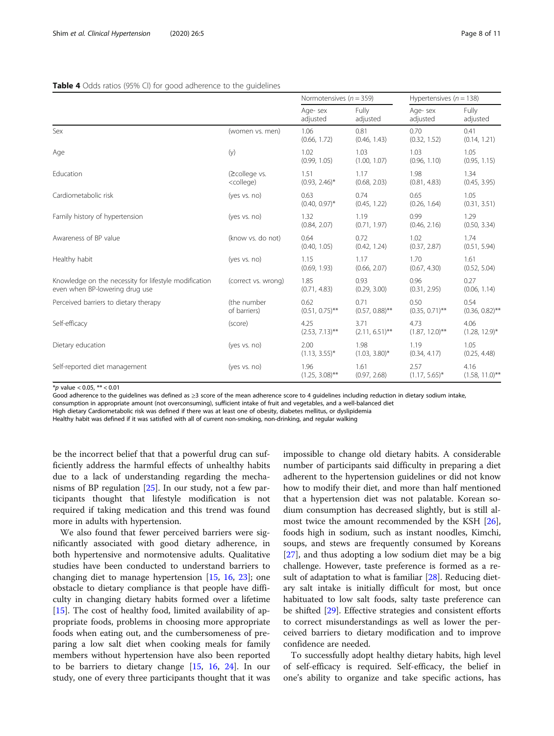**Table 4** Odds ratios (95% CI) for good adherence to the guidelines

| | | Normotensives ($n = 359$) | | Hypertensives ($n = 138$) | |
|---|---|---|---|---|---|
| | | Age- sex adjusted | Fully adjusted | Age- sex adjusted | Fully adjusted |
| Sex | (women vs. men) | 1.06 (0.66, 1.72) | 0.81 (0.46, 1.43) | 0.70 (0.32, 1.52) | 0.41 (0.14, 1.21) |
| Age | (y) | 1.02 (0.99, 1.05) | 1.03 (1.00, 1.07) | 1.03 (0.96, 1.10) | 1.05 (0.95, 1.15) |
| Education | (≥college vs. <college) | 1.51 (0.93, 2.46)* | 1.17 (0.68, 2.03) | 1.98 (0.81, 4.83) | 1.34 (0.45, 3.95) |
| Cardiometabolic risk | (yes vs. no) | 0.63 (0.40, 0.97)* | 0.74 (0.45, 1.22) | 0.65 (0.26, 1.64) | 1.05 (0.31, 3.51) |
| Family history of hypertension | (yes vs. no) | 1.32 (0.84, 2.07) | 1.19 (0.71, 1.97) | 0.99 (0.46, 2.16) | 1.29 (0.50, 3.34) |
| Awareness of BP value | (know vs. do not) | 0.64 (0.40, 1.05) | 0.72 (0.42, 1.24) | 1.02 (0.37, 2.87) | 1.74 (0.51, 5.94) |
| Healthy habit | (yes vs. no) | 1.15 (0.69, 1.93) | 1.17 (0.66, 2.07) | 1.70 (0.67, 4.30) | 1.61 (0.52, 5.04) |
| Knowledge on the necessity for lifestyle modification even when BP-lowering drug use | (correct vs. wrong) | 1.85 (0.71, 4.83) | 0.93 (0.29, 3.00) | 0.96 (0.31, 2.95) | 0.27 (0.06, 1.14) |
| Perceived barriers to dietary therapy | (the number of barriers) | 0.62 (0.51, 0.75)** | 0.71 (0.57, 0.88)** | 0.50 (0.35, 0.71)** | 0.54 (0.36, 0.82)** |
| Self-efficacy | (score) | 4.25 (2.53, 7.13)** | 3.71 (2.11, 6.51)** | 4.73 (1.87, 12.0)** | 4.06 (1.28, 12.9)* |
| Dietary education | (yes vs. no) | 2.00 (1.13, 3.55)* | 1.98 (1.03, 3.80)* | 1.19 (0.34, 4.17) | 1.05 (0.25, 4.48) |
| Self-reported diet management | (yes vs. no) | 1.96 (1.25, 3.08)** | 1.61 (0.97, 2.68) | 2.57 (1.17, 5.65)* | 4.16 (1.58, 11.0)** |

*$p$ value < 0.05, ** < 0.01

Good adherence to the guidelines was defined as ≥3 score of the mean adherence score to 4 guidelines including reduction in dietary sodium intake, consumption in appropriate amount (not overconsuming), sufficient intake of fruit and vegetables, and a well-balanced diet

High dietary Cardiometabolic risk was defined if there was at least one of obesity, diabetes mellitus, or dyslipidemia

Healthy habit was defined if it was satisfied with all of current non-smoking, non-drinking, and regular walking

be the incorrect belief that that a powerful drug can sufficiently address the harmful effects of unhealthy habits due to a lack of understanding regarding the mechanisms of BP regulation [25]. In our study, not a few participants thought that lifestyle modification is not required if taking medication and this trend was found more in adults with hypertension.

We also found that fewer perceived barriers were significantly associated with good dietary adherence, in both hypertensive and normotensive adults. Qualitative studies have been conducted to understand barriers to changing diet to manage hypertension [15, 16, 23]; one obstacle to dietary compliance is that people have difficulty in changing dietary habits formed over a lifetime [15]. The cost of healthy food, limited availability of appropriate foods, problems in choosing more appropriate foods when eating out, and the cumbersomeness of preparing a low salt diet when cooking meals for family members without hypertension have also been reported to be barriers to dietary change [15, 16, 24]. In our study, one of every three participants thought that it was impossible to change old dietary habits. A considerable number of participants said difficulty in preparing a diet adherent to the hypertension guidelines or did not know how to modify their diet, and more than half mentioned that a hypertension diet was not palatable. Korean sodium consumption has decreased slightly, but is still almost twice the amount recommended by the KSH [26], foods high in sodium, such as instant noodles, Kimchi, soups, and stews are frequently consumed by Koreans [27], and thus adopting a low sodium diet may be a big challenge. However, taste preference is formed as a result of adaptation to what is familiar [28]. Reducing dietary salt intake is initially difficult for most, but once habituated to low salt foods, salty taste preference can be shifted [29]. Effective strategies and consistent efforts to correct misunderstandings as well as lower the perceived barriers to dietary modification and to improve confidence are needed.

To successfully adopt healthy dietary habits, high level of self-efficacy is required. Self-efficacy, the belief in one's ability to organize and take specific actions, has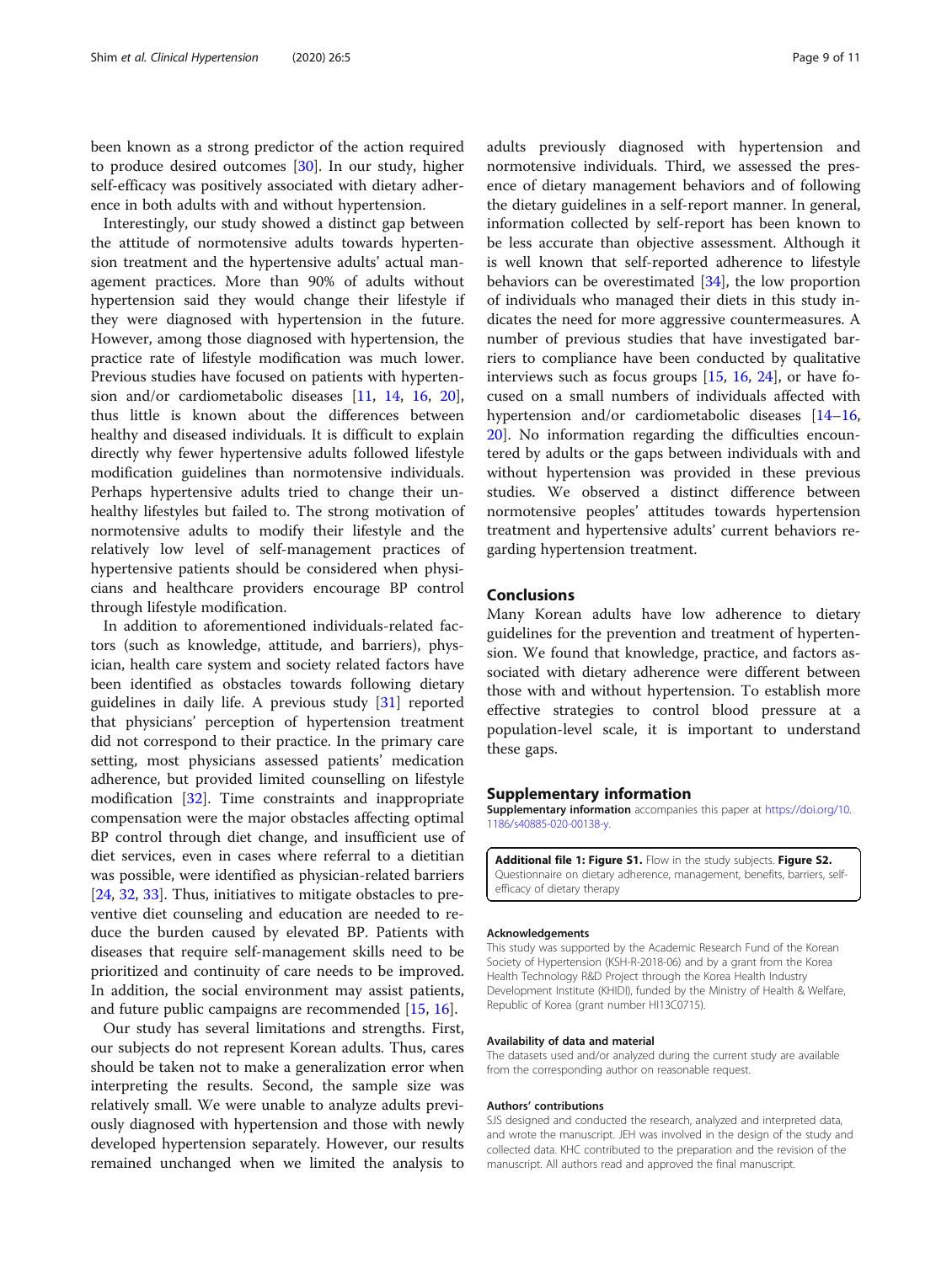been known as a strong predictor of the action required to produce desired outcomes [30]. In our study, higher self-efficacy was positively associated with dietary adherence in both adults with and without hypertension.

Interestingly, our study showed a distinct gap between the attitude of normotensive adults towards hypertension treatment and the hypertensive adults' actual management practices. More than 90% of adults without hypertension said they would change their lifestyle if they were diagnosed with hypertension in the future. However, among those diagnosed with hypertension, the practice rate of lifestyle modification was much lower. Previous studies have focused on patients with hypertension and/or cardiometabolic diseases [11, 14, 16, 20], thus little is known about the differences between healthy and diseased individuals. It is difficult to explain directly why fewer hypertensive adults followed lifestyle modification guidelines than normotensive individuals. Perhaps hypertensive adults tried to change their unhealthy lifestyles but failed to. The strong motivation of normotensive adults to modify their lifestyle and the relatively low level of self-management practices of hypertensive patients should be considered when physicians and healthcare providers encourage BP control through lifestyle modification.

In addition to aforementioned individuals-related factors (such as knowledge, attitude, and barriers), physician, health care system and society related factors have been identified as obstacles towards following dietary guidelines in daily life. A previous study [31] reported that physicians' perception of hypertension treatment did not correspond to their practice. In the primary care setting, most physicians assessed patients' medication adherence, but provided limited counselling on lifestyle modification [32]. Time constraints and inappropriate compensation were the major obstacles affecting optimal BP control through diet change, and insufficient use of diet services, even in cases where referral to a dietitian was possible, were identified as physician-related barriers [24, 32, 33]. Thus, initiatives to mitigate obstacles to preventive diet counseling and education are needed to reduce the burden caused by elevated BP. Patients with diseases that require self-management skills need to be prioritized and continuity of care needs to be improved. In addition, the social environment may assist patients, and future public campaigns are recommended [15, 16].

Our study has several limitations and strengths. First, our subjects do not represent Korean adults. Thus, cares should be taken not to make a generalization error when interpreting the results. Second, the sample size was relatively small. We were unable to analyze adults previously diagnosed with hypertension and those with newly developed hypertension separately. However, our results remained unchanged when we limited the analysis to adults previously diagnosed with hypertension and normotensive individuals. Third, we assessed the presence of dietary management behaviors and of following the dietary guidelines in a self-report manner. In general, information collected by self-report has been known to be less accurate than objective assessment. Although it is well known that self-reported adherence to lifestyle behaviors can be overestimated [34], the low proportion of individuals who managed their diets in this study indicates the need for more aggressive countermeasures. A number of previous studies that have investigated barriers to compliance have been conducted by qualitative interviews such as focus groups [15, 16, 24], or have focused on a small numbers of individuals affected with hypertension and/or cardiometabolic diseases [14–16, 20]. No information regarding the difficulties encountered by adults or the gaps between individuals with and without hypertension was provided in these previous studies. We observed a distinct difference between normotensive peoples' attitudes towards hypertension treatment and hypertensive adults' current behaviors regarding hypertension treatment.

## Conclusions

Many Korean adults have low adherence to dietary guidelines for the prevention and treatment of hypertension. We found that knowledge, practice, and factors associated with dietary adherence were different between those with and without hypertension. To establish more effective strategies to control blood pressure at a population-level scale, it is important to understand these gaps.

## Supplementary information

**Supplementary information** accompanies this paper at https://doi.org/10.1186/s40885-020-00138-y.

**Additional file 1: Figure S1.** Flow in the study subjects. **Figure S2.** Questionnaire on dietary adherence, management, benefits, barriers, self-efficacy of dietary therapy

### Acknowledgements

This study was supported by the Academic Research Fund of the Korean Society of Hypertension (KSH-R-2018-06) and by a grant from the Korea Health Technology R&D Project through the Korea Health Industry Development Institute (KHIDI), funded by the Ministry of Health & Welfare, Republic of Korea (grant number HI13C0715).

### Availability of data and material

The datasets used and/or analyzed during the current study are available from the corresponding author on reasonable request.

### Authors' contributions

SJS designed and conducted the research, analyzed and interpreted data, and wrote the manuscript. JEH was involved in the design of the study and collected data. KHC contributed to the preparation and the revision of the manuscript. All authors read and approved the final manuscript.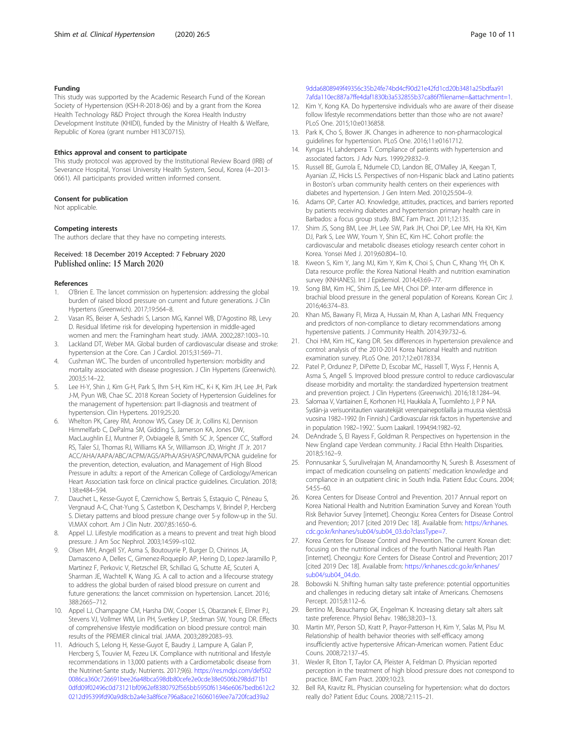## Funding

This study was supported by the Academic Research Fund of the Korean Society of Hypertension (KSH-R-2018-06) and by a grant from the Korea Health Technology R&D Project through the Korea Health Industry Development Institute (KHIDI), funded by the Ministry of Health & Welfare, Republic of Korea (grant number HI13C0715).

## Ethics approval and consent to participate

This study protocol was approved by the Institutional Review Board (IRB) of Severance Hospital, Yonsei University Health System, Seoul, Korea (4–2013-0661). All participants provided written informed consent.

## Consent for publication

Not applicable.

## Competing interests

The authors declare that they have no competing interests.

Received: 18 December 2019 Accepted: 7 February 2020
Published online: 15 March 2020

## References

1. O'Brien E. The lancet commission on hypertension: addressing the global burden of raised blood pressure on current and future generations. J Clin Hypertens (Greenwich). 2017;19:564–8.
2. Vasan RS, Beiser A, Seshadri S, Larson MG, Kannel WB, D'Agostino RB, Levy D. Residual lifetime risk for developing hypertension in middle-aged women and men: the Framingham heart study. JAMA. 2002;287:1003–10.
3. Lackland DT, Weber MA. Global burden of cardiovascular disease and stroke: hypertension at the Core. Can J Cardiol. 2015;31:569–71.
4. Cushman WC. The burden of uncontrolled hypertension: morbidity and mortality associated with disease progression. J Clin Hypertens (Greenwich). 2003;5:14–22.
5. Lee H-Y, Shin J, Kim G-H, Park S, Ihm S-H, Kim HC, K-i K, Kim JH, Lee JH, Park J-M, Pyun WB, Chae SC. 2018 Korean Society of Hypertension Guidelines for the management of hypertension: part II-diagnosis and treatment of hypertension. Clin Hypertens. 2019;25:20.
6. Whelton PK, Carey RM, Aronow WS, Casey DE Jr, Collins KJ, Dennison Himmelfarb C, DePalma SM, Gidding S, Jamerson KA, Jones DW, MacLaughlin EJ, Muntner P, Ovbiagele B, Smith SC Jr, Spencer CC, Stafford RS, Taler SJ, Thomas RJ, Williams KA Sr, Williamson JD, Wright JT Jr. 2017 ACC/AHA/AAPA/ABC/ACPM/AGS/APhA/ASH/ASPC/NMA/PCNA guideline for the prevention, detection, evaluation, and Management of High Blood Pressure in adults: a report of the American College of Cardiology/American Heart Association task force on clinical practice guidelines. Circulation. 2018; 138:e484–594.
7. Dauchet L, Kesse-Guyot E, Czernichow S, Bertrais S, Estaquio C, Péneau S, Vergnaud A-C, Chat-Yung S, Castetbon K, Deschamps V, Brindel P, Hercberg S. Dietary patterns and blood pressure change over 5-y follow-up in the SU. VI.MAX cohort. Am J Clin Nutr. 2007;85:1650–6.
8. Appel LJ. Lifestyle modification as a means to prevent and treat high blood pressure. J Am Soc Nephrol. 2003;14:S99–s102.
9. Olsen MH, Angell SY, Asma S, Boutouyrie P, Burger D, Chirinos JA, Damasceno A, Delles C, Gimenez-Roqueplo AP, Hering D, Lopez-Jaramillo P, Martinez F, Perkovic V, Rietzschel ER, Schillaci G, Schutte AE, Scuteri A, Sharman JE, Wachtell K, Wang JG. A call to action and a lifecourse strategy to address the global burden of raised blood pressure on current and future generations: the lancet commission on hypertension. Lancet. 2016; 388:2665–712.
10. Appel LJ, Champagne CM, Harsha DW, Cooper LS, Obarzanek E, Elmer PJ, Stevens VJ, Vollmer WM, Lin PH, Svetkey LP, Stedman SW, Young DR. Effects of comprehensive lifestyle modification on blood pressure control: main results of the PREMIER clinical trial. JAMA. 2003;289:2083–93.
11. Adriouch S, Lelong H, Kesse-Guyot E, Baudry J, Lampure A, Galan P, Hercberg S, Touvier M, Fezeu LK. Compliance with nutritional and lifestyle recommendations in 13,000 patients with a Cardiometabolic disease from the Nutrinet-Sante study. Nutrients. 2017;9(6). https://res.mdpi.com/def5020086ca360c726691bee26a48bca598db80cefe2e0cde38e0506b298dd71b10dfd09f02496c0d73121bf0962ef8380792f565bb5950f61346e6067bedb612c20212d95399fd90a9d8cb2a4e3a8f6ce796a8ace216060169ee7a720fcad39a29dda6808949f49356c35b24fe74bd4cf90d21e42fd1cd20b3481a25bdfaa917afda110ec887a7ffe4daf1830b3a532855b37ca86f?filename=&attachment=1.
12. Kim Y, Kong KA. Do hypertensive individuals who are aware of their disease follow lifestyle recommendations better than those who are not aware? PLoS One. 2015;10:e0136858.
13. Park K, Cho S, Bower JK. Changes in adherence to non-pharmacological guidelines for hypertension. PLoS One. 2016;11:e0161712.
14. Kyngas H, Lahdenpera T. Compliance of patients with hypertension and associated factors. J Adv Nurs. 1999;29:832–9.
15. Russell BE, Gurrola E, Ndumele CD, Landon BE, O'Malley JA, Keegan T, Ayanian JZ, Hicks LS. Perspectives of non-Hispanic black and Latino patients in Boston's urban community health centers on their experiences with diabetes and hypertension. J Gen Intern Med. 2010;25:504–9.
16. Adams OP, Carter AO. Knowledge, attitudes, practices, and barriers reported by patients receiving diabetes and hypertension primary health care in Barbados: a focus group study. BMC Fam Pract. 2011;12:135.
17. Shim JS, Song BM, Lee JH, Lee SW, Park JH, Choi DP, Lee MH, Ha KH, Kim DJ, Park S, Lee WW, Youm Y, Shin EC, Kim HC. Cohort profile: the cardiovascular and metabolic diseases etiology research center cohort in Korea. Yonsei Med J. 2019;60:804–10.
18. Kweon S, Kim Y, Jang MJ, Kim Y, Kim K, Choi S, Chun C, Khang YH, Oh K. Data resource profile: the Korea National Health and nutrition examination survey (KNHANES). Int J Epidemiol. 2014;43:69–77.
19. Song BM, Kim HC, Shim JS, Lee MH, Choi DP. Inter-arm difference in brachial blood pressure in the general population of Koreans. Korean Circ J. 2016;46:374–83.
20. Khan MS, Bawany FI, Mirza A, Hussain M, Khan A, Lashari MN. Frequency and predictors of non-compliance to dietary recommendations among hypertensive patients. J Community Health. 2014;39:732–6.
21. Choi HM, Kim HC, Kang DR. Sex differences in hypertension prevalence and control: analysis of the 2010-2014 Korea National Health and nutrition examination survey. PLoS One. 2017;12:e0178334.
22. Patel P, Ordunez P, DiPette D, Escobar MC, Hassell T, Wyss F, Hennis A, Asma S, Angell S. Improved blood pressure control to reduce cardiovascular disease morbidity and mortality: the standardized hypertension treatment and prevention project. J Clin Hypertens (Greenwich). 2016;18:1284–94.
23. Salomaa V, Vartiainen E, Korhonen HJ, Haukkala A, Tuomilehto J, P P NA. Sydän-ja verisuonitautien vaaratekijät verenpainepotilailla ja muussa väestössä vuosina 1982–1992 (In Finnish.) Cardiovascular risk factors in hypertensive and in population 1982–1992.'. Suom Laakaril. 1994;94:1982–92.
24. DeAndrade S, El Rayess F, Goldman R. Perspectives on hypertension in the New England cape Verdean community. J Racial Ethn Health Disparities. 2018;5:162–9.
25. Ponnusankar S, Surulivelrajan M, Anandamoorthy N, Suresh B. Assessment of impact of medication counseling on patients' medication knowledge and compliance in an outpatient clinic in South India. Patient Educ Couns. 2004; 54:55–60.
26. Korea Centers for Disease Control and Prevention. 2017 Annual report on Korea National Health and Nutrition Examination Survey and Korean Youth Risk Behavior Survey [internet]. Cheongju: Korea Centers for Disease Control and Prevention; 2017 [cited 2019 Dec 18]. Available from: https://knhanes.cdc.go.kr/knhanes/sub04/sub04_03.do?classType=7.
27. Korea Centers for Disease Control and Prevention. The current Korean diet: focusing on the nutritional indices of the fourth National Health Plan [internet]. Cheongju: Kore Centers for Disease Control and Prevention; 2017 [cited 2019 Dec 18]. Available from: https://knhanes.cdc.go.kr/knhanes/sub04/sub04_04.do.
28. Bobowski N. Shifting human salty taste preference: potential opportunities and challenges in reducing dietary salt intake of Americans. Chemosens Percept. 2015;8:112–6.
29. Bertino M, Beauchamp GK, Engelman K. Increasing dietary salt alters salt taste preference. Physiol Behav. 1986;38:203–13.
30. Martin MY, Person SD, Kratt P, Prayor-Patterson H, Kim Y, Salas M, Pisu M. Relationship of health behavior theories with self-efficacy among insufficiently active hypertensive African-American women. Patient Educ Couns. 2008;72:137–45.
31. Wexler R, Elton T, Taylor CA, Pleister A, Feldman D. Physician reported perception in the treatment of high blood pressure does not correspond to practice. BMC Fam Pract. 2009;10:23.
32. Bell RA, Kravitz RL. Physician counseling for hypertension: what do doctors really do? Patient Educ Couns. 2008;72:115–21.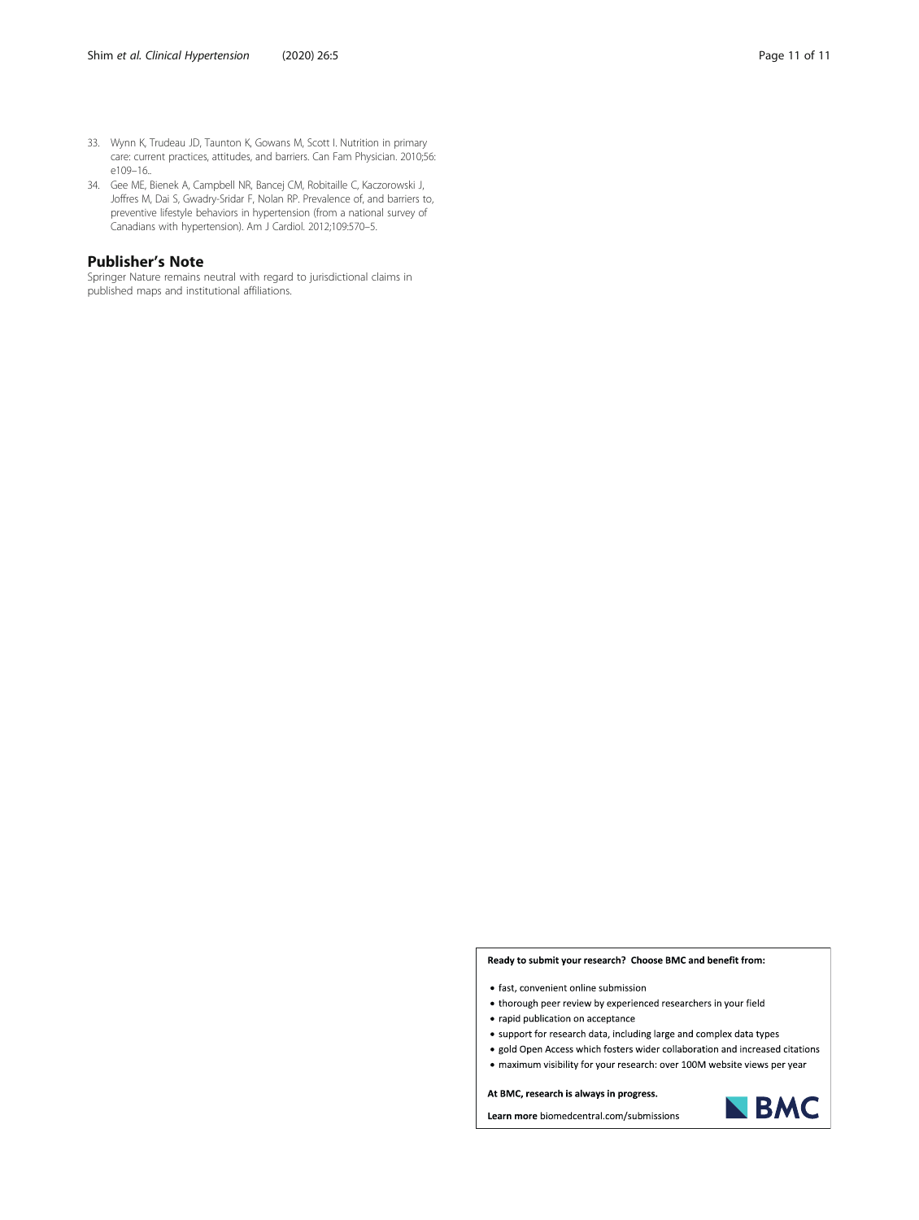33. Wynn K, Trudeau JD, Taunton K, Gowans M, Scott I. Nutrition in primary care: current practices, attitudes, and barriers. Can Fam Physician. 2010;56:e109–16..
34. Gee ME, Bienek A, Campbell NR, Bancej CM, Robitaille C, Kaczorowski J, Joffres M, Dai S, Gwadry-Sridar F, Nolan RP. Prevalence of, and barriers to, preventive lifestyle behaviors in hypertension (from a national survey of Canadians with hypertension). Am J Cardiol. 2012;109:570–5.

## Publisher's Note

Springer Nature remains neutral with regard to jurisdictional claims in published maps and institutional affiliations.

**Ready to submit your research? Choose BMC and benefit from:**

- fast, convenient online submission
- thorough peer review by experienced researchers in your field
- rapid publication on acceptance
- support for research data, including large and complex data types
- gold Open Access which fosters wider collaboration and increased citations
- maximum visibility for your research: over 100M website views per year

**At BMC, research is always in progress.**

**Learn more** biomedcentral.com/submissions

BMC